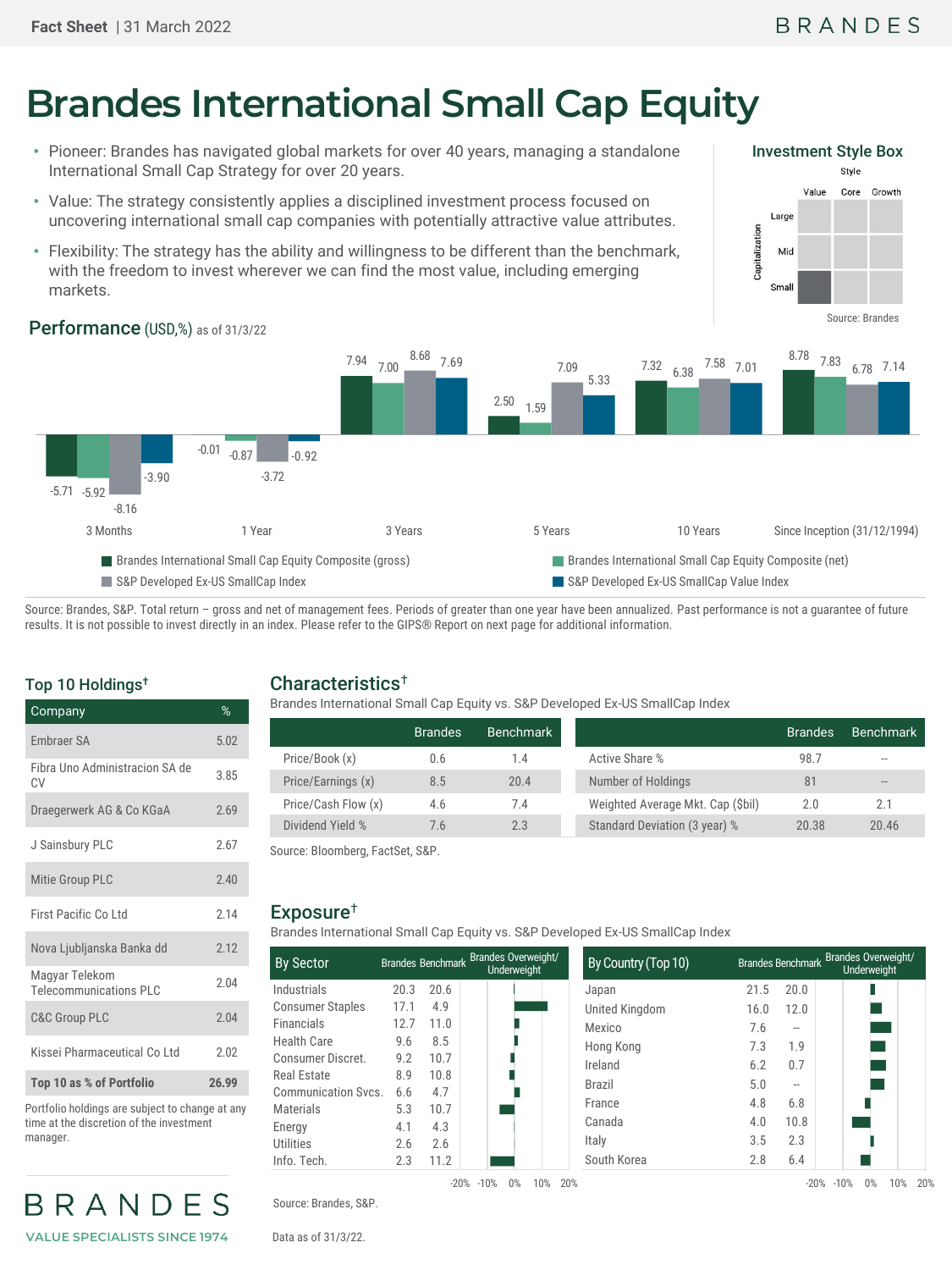Fact Sheet | 31 March 2022

BRANDES

# Brandes International Small Cap Equity

- Pioneer: Brandes has navigated global markets for over 40 years, managing a standalone International Small Cap Strategy for over 20 years.
- Value: The strategy consistently applies a disciplined investment process focused on uncovering international small cap companies with potentially attractive value attributes.
- Flexibility: The strategy has the ability and willingness to be different than the benchmark, with the freedom to invest wherever we can find the most value, including emerging markets.

## Investment Style Box

Style
Value Core Growth
Capitalization
Large
Mid
Small

Source: Brandes

## Performance (USD,%) as of 31/3/22

3 Months: -5.71 -5.92 -8.16 -3.90
1 Year: -0.01 -0.87 -3.72 -0.92
3 Years: 7.94 7.00 8.68 7.69
5 Years: 2.50 1.59 7.09 5.33
10 Years: 7.32 6.38 7.58 7.01
Since Inception (31/12/1994): 8.78 7.83 6.78 7.14

Brandes International Small Cap Equity Composite (gross)
Brandes International Small Cap Equity Composite (net)
S&P Developed Ex-US SmallCap Index
S&P Developed Ex-US SmallCap Value Index

Source: Brandes, S&P. Total return – gross and net of management fees. Periods of greater than one year have been annualized. Past performance is not a guarantee of future results. It is not possible to invest directly in an index. Please refer to the GIPS® Report on next page for additional information.

## Top 10 Holdings†

| Company | % |
|---|---|
| Embraer SA | 5.02 |
| Fibra Uno Administracion SA de CV | 3.85 |
| Draegerwerk AG & Co KGaA | 2.69 |
| J Sainsbury PLC | 2.67 |
| Mitie Group PLC | 2.40 |
| First Pacific Co Ltd | 2.14 |
| Nova Ljubljanska Banka dd | 2.12 |
| Magyar Telekom Telecommunications PLC | 2.04 |
| C&C Group PLC | 2.04 |
| Kissei Pharmaceutical Co Ltd | 2.02 |
| **Top 10 as % of Portfolio** | **26.99** |

Portfolio holdings are subject to change at any time at the discretion of the investment manager.

## Characteristics†

Brandes International Small Cap Equity vs. S&P Developed Ex-US SmallCap Index

| | Brandes | Benchmark |
|---|---|---|
| Price/Book (x) | 0.6 | 1.4 |
| Price/Earnings (x) | 8.5 | 20.4 |
| Price/Cash Flow (x) | 4.6 | 7.4 |
| Dividend Yield % | 7.6 | 2.3 |

| | Brandes | Benchmark |
|---|---|---|
| Active Share % | 98.7 | -- |
| Number of Holdings | 81 | -- |
| Weighted Average Mkt. Cap ($bil) | 2.0 | 2.1 |
| Standard Deviation (3 year) % | 20.38 | 20.46 |

Source: Bloomberg, FactSet, S&P.

## Exposure†

Brandes International Small Cap Equity vs. S&P Developed Ex-US SmallCap Index

| By Sector | Brandes | Benchmark |
|---|---|---|
| Industrials | 20.3 | 20.6 |
| Consumer Staples | 17.1 | 4.9 |
| Financials | 12.7 | 11.0 |
| Health Care | 9.6 | 8.5 |
| Consumer Discret. | 9.2 | 10.7 |
| Real Estate | 8.9 | 10.8 |
| Communication Svcs. | 6.6 | 4.7 |
| Materials | 5.3 | 10.7 |
| Energy | 4.1 | 4.3 |
| Utilities | 2.6 | 2.6 |
| Info. Tech. | 2.3 | 11.2 |

Brandes Overweight/Underweight
-20% -10% 0% 10% 20%

| By Country (Top 10) | Brandes | Benchmark |
|---|---|---|
| Japan | 21.5 | 20.0 |
| United Kingdom | 16.0 | 12.0 |
| Mexico | 7.6 | -- |
| Hong Kong | 7.3 | 1.9 |
| Ireland | 6.2 | 0.7 |
| Brazil | 5.0 | -- |
| France | 4.8 | 6.8 |
| Canada | 4.0 | 10.8 |
| Italy | 3.5 | 2.3 |
| South Korea | 2.8 | 6.4 |

Brandes Overweight/Underweight
-20% -10% 0% 10% 20%

Source: Brandes, S&P.

Data as of 31/3/22.

BRANDES
VALUE SPECIALISTS SINCE 1974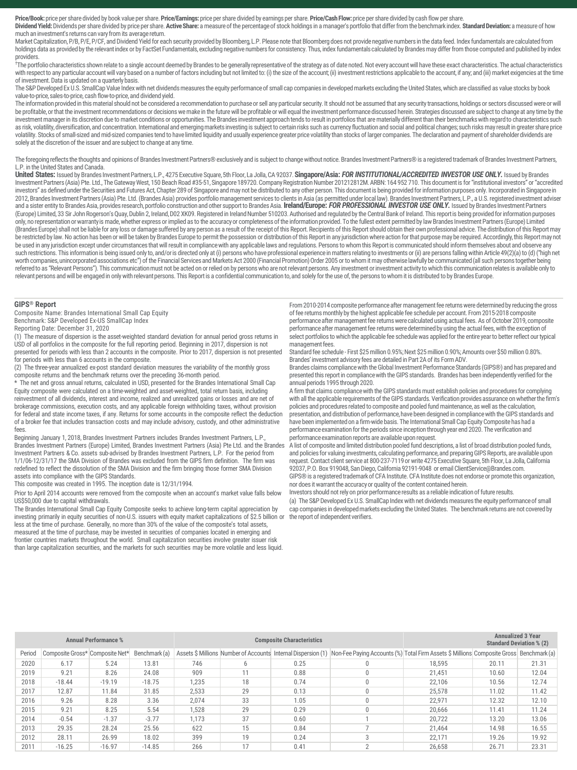**Price/Book:** price per share divided by book value per share. **Price/Earnings:** price per share divided by earnings per share. **Price/Cash Flow:** price per share divided by cash flow per share.
**Dividend Yield:** Dividends per share divided by price per share. **Active Share:** a measure of the percentage of stock holdings in a manager's portfolio that differ from the benchmark index. **Standard Deviation:** a measure of how much an investment's returns can vary from its average return.

Market Capitalization, P/B, P/E, P/CF, and Dividend Yield for each security provided by Bloomberg, L.P. Please note that Bloomberg does not provide negative numbers in the data feed. Index fundamentals are calculated from holdings data as provided by the relevant index or by FactSet Fundamentals, excluding negative numbers for consistency. Thus, index fundamentals calculated by Brandes may differ from those computed and published by index providers.

[†]The portfolio characteristics shown relate to a single account deemed by Brandes to be generally representative of the strategy as of date noted. Not every account will have these exact characteristics. The actual characteristics with respect to any particular account will vary based on a number of factors including but not limited to: (i) the size of the account; (ii) investment restrictions applicable to the account, if any; and (iii) market exigencies at the time of investment. Data is updated on a quarterly basis.

The S&P Developed Ex U.S. SmallCap Value Index with net dividends measures the equity performance of small cap companies in developed markets excluding the United States, which are classified as value stocks by book value-to-price, sales-to-price, cash flow-to-price, and dividend yield.

The information provided in this material should not be considered a recommendation to purchase or sell any particular security. It should not be assumed that any security transactions, holdings or sectors discussed were or will be profitable, or that the investment recommendations or decisions we make in the future will be profitable or will equal the investment performance discussed herein. Strategies discussed are subject to change at any time by the investment manager in its discretion due to market conditions or opportunities. The Brandes investment approach tends to result in portfolios that are materially different than their benchmarks with regard to characteristics such as risk, volatility, diversification, and concentration. International and emerging markets investing is subject to certain risks such as currency fluctuation and social and political changes; such risks may result in greater share price volatility. Stocks of small-sized and mid-sized companies tend to have limited liquidity and usually experience greater price volatility than stocks of larger companies. The declaration and payment of shareholder dividends are solely at the discretion of the issuer and are subject to change at any time.

The foregoing reflects the thoughts and opinions of Brandes Investment Partners® exclusively and is subject to change without notice. Brandes Investment Partners® is a registered trademark of Brandes Investment Partners, L.P. in the United States and Canada.

**United States:** Issued by Brandes Investment Partners, L.P., 4275 Executive Square, 5th Floor, La Jolla, CA 92037. **Singapore/Asia:** ***FOR INSTITUTIONAL/ACCREDITED INVESTOR USE ONLY.*** Issued by Brandes Investment Partners (Asia) Pte. Ltd., The Gateway West, 150 Beach Road #35-51, Singapore 189720. Company Registration Number 201212812M. ARBN: 164 952 710. This document is for "institutional investors" or "accredited investors" as defined under the Securities and Futures Act, Chapter 289 of Singapore and may not be distributed to any other person. This document is being provided for information purposes only. Incorporated in Singapore in 2012, Brandes Investment Partners (Asia) Pte. Ltd. (Brandes Asia) provides portfolio management services to clients in Asia (as permitted under local law). Brandes Investment Partners, L.P., a U.S. registered investment adviser and a sister entity to Brandes Asia, provides research, portfolio construction and other support to Brandes Asia. **Ireland/Europe:** ***FOR PROFESSIONAL INVESTOR USE ONLY.*** Issued by Brandes Investment Partners (Europe) Limited, 33 Sir John Rogerson's Quay, Dublin 2, Ireland, D02 XK09. Registered in Ireland Number 510203. Authorised and regulated by the Central Bank of Ireland. This report is being provided for information purposes only, no representation or warranty is made, whether express or implied as to the accuracy or completeness of the information provided. To the fullest extent permitted by law Brandes Investment Partners (Europe) Limited (Brandes Europe) shall not be liable for any loss or damage suffered by any person as a result of the receipt of this Report. Recipients of this Report should obtain their own professional advice. The distribution of this Report may be restricted by law. No action has been or will be taken by Brandes Europe to permit the possession or distribution of this Report in any jurisdiction where action for that purpose may be required. Accordingly, this Report may not be used in any jurisdiction except under circumstances that will result in compliance with any applicable laws and regulations. Persons to whom this Report is communicated should inform themselves about and observe any such restrictions. This information is being used only to, and/or is directed only at (i) persons who have professional experience in matters relating to investments or (ii) are persons falling within Article 49(2)(a) to (d) ("high net worth companies, unincorporated associations etc") of the Financial Services and Markets Act 2000 (Financial Promotion) Order 2005 or to whom it may otherwise lawfully be communicated (all such persons together being referred to as "Relevant Persons"). This communication must not be acted on or relied on by persons who are not relevant persons. Any investment or investment activity to which this communication relates is available only to relevant persons and will be engaged in only with relevant persons. This Report is a confidential communication to, and solely for the use of, the persons to whom it is distributed to by Brandes Europe.

## GIPS® Report

Composite Name: Brandes International Small Cap Equity
Benchmark: S&P Developed Ex-US SmallCap Index
Reporting Date: December 31, 2020

(1) The measure of dispersion is the asset-weighted standard deviation for annual period gross returns in USD of all portfolios in the composite for the full reporting period. Beginning in 2017, dispersion is not presented for periods with less than 2 accounts in the composite. Prior to 2017, dispersion is not presented for periods with less than 6 accounts in the composite.

(2) The three-year annualized ex-post standard deviation measures the variability of the monthly gross composite returns and the benchmark returns over the preceding 36-month period.

\* The net and gross annual returns, calculated in USD, presented for the Brandes International Small Cap Equity composite were calculated on a time-weighted and asset-weighted, total return basis, including reinvestment of all dividends, interest and income, realized and unrealized gains or losses and are net of brokerage commissions, execution costs, and any applicable foreign withholding taxes, without provision for federal and state income taxes, if any. Returns for some accounts in the composite reflect the deduction of a broker fee that includes transaction costs and may include advisory, custody, and other administrative fees.

Beginning January 1, 2018, Brandes Investment Partners includes Brandes Investment Partners, L.P., Brandes Investment Partners (Europe) Limited, Brandes Investment Partners (Asia) Pte Ltd. and the Brandes Investment Partners & Co. assets sub-advised by Brandes Investment Partners, L.P. For the period from 1/1/06-12/31/17 the SMA Division of Brandes was excluded from the GIPS firm definition. The firm was redefined to reflect the dissolution of the SMA Division and the firm bringing those former SMA Division assets into compliance with the GIPS Standards.

This composite was created in 1995. The inception date is 12/31/1994.

Prior to April 2014 accounts were removed from the composite when an account's market value falls below US$50,000 due to capital withdrawals.

The Brandes International Small Cap Equity Composite seeks to achieve long-term capital appreciation by investing primarily in equity securities of non-U.S. issuers with equity market capitalizations of $2.5 billion or less at the time of purchase. Generally, no more than 30% of the value of the composite's total assets, measured at the time of purchase, may be invested in securities of companies located in emerging and frontier countries markets throughout the world. Small capitalization securities involve greater issuer risk than large capitalization securities, and the markets for such securities may be more volatile and less liquid.

From 2010-2014 composite performance after management fee returns were determined by reducing the gross of fee returns monthly by the highest applicable fee schedule per account. From 2015-2018 composite performance after management fee returns were calculated using actual fees. As of October 2019, composite performance after management fee returns were determined by using the actual fees, with the exception of select portfolios to which the applicable fee schedule was applied for the entire year to better reflect our typical management fees.

Standard fee schedule - First $25 million 0.95%; Next $25 million 0.90%; Amounts over $50 million 0.80%. Brandes' investment advisory fees are detailed in Part 2A of its Form ADV.

Brandes claims compliance with the Global Investment Performance Standards (GIPS®) and has prepared and presented this report in compliance with the GIPS standards. Brandes has been independently verified for the annual periods 1995 through 2020.

A firm that claims compliance with the GIPS standards must establish policies and procedures for complying with all the applicable requirements of the GIPS standards. Verification provides assurance on whether the firm's policies and procedures related to composite and pooled fund maintenance, as well as the calculation, presentation, and distribution of performance, have been designed in compliance with the GIPS standards and have been implemented on a firm-wide basis. The International Small Cap Equity Composite has had a performance examination for the periods since inception through year end 2020. The verification and performance examination reports are available upon request.

A list of composite and limited distribution pooled fund descriptions, a list of broad distribution pooled funds, and policies for valuing investments, calculating performance, and preparing GIPS Reports, are available upon request. Contact client service at 800-237-7119 or write 4275 Executive Square, 5th Floor, La Jolla, California 92037, P.O. Box 919048, San Diego, California 92191-9048 or email ClientService@Brandes.com.

GIPS® is a registered trademark of CFA Institute. CFA Institute does not endorse or promote this organization, nor does it warrant the accuracy or quality of the content contained herein.

Investors should not rely on prior performance results as a reliable indication of future results.

(a) The S&P Developed Ex U.S. SmallCap Index with net dividends measures the equity performance of small cap companies in developed markets excluding the United States. The benchmark returns are not covered by the report of independent verifiers.

| Annual Performance % | | | | Composite Characteristics | | | | | Annualized 3 Year Standard Deviation % (2) | |
|---|---|---|---|---|---|---|---|---|---|---|
| Period | Composite Gross* | Composite Net* | Benchmark (a) | Assets $ Millions | Number of Accounts | Internal Dispersion (1) | Non-Fee Paying Accounts (%) | Total Firm Assets $ Millions | Composite Gross | Benchmark (a) |
| 2020 | 6.17 | 5.24 | 13.81 | 746 | 6 | 0.25 | 0 | 18,595 | 20.11 | 21.31 |
| 2019 | 9.21 | 8.26 | 24.08 | 909 | 11 | 0.88 | 0 | 21,451 | 10.60 | 12.04 |
| 2018 | -18.44 | -19.19 | -18.75 | 1,235 | 18 | 0.74 | 0 | 22,106 | 10.56 | 12.74 |
| 2017 | 12.87 | 11.84 | 31.85 | 2,533 | 29 | 0.13 | 0 | 25,578 | 11.02 | 11.42 |
| 2016 | 9.26 | 8.28 | 3.36 | 2,074 | 33 | 1.05 | 0 | 22,971 | 12.32 | 12.10 |
| 2015 | 9.21 | 8.25 | 5.54 | 1,528 | 29 | 0.29 | 0 | 20,666 | 11.41 | 11.24 |
| 2014 | -0.54 | -1.37 | -3.77 | 1,173 | 37 | 0.60 | 1 | 20,722 | 13.20 | 13.06 |
| 2013 | 29.35 | 28.24 | 25.56 | 622 | 15 | 0.84 | 7 | 21,464 | 14.98 | 16.55 |
| 2012 | 28.11 | 26.99 | 18.02 | 399 | 19 | 0.24 | 3 | 22,171 | 19.26 | 19.92 |
| 2011 | -16.25 | -16.97 | -14.85 | 266 | 17 | 0.41 | 2 | 26,658 | 26.71 | 23.31 |